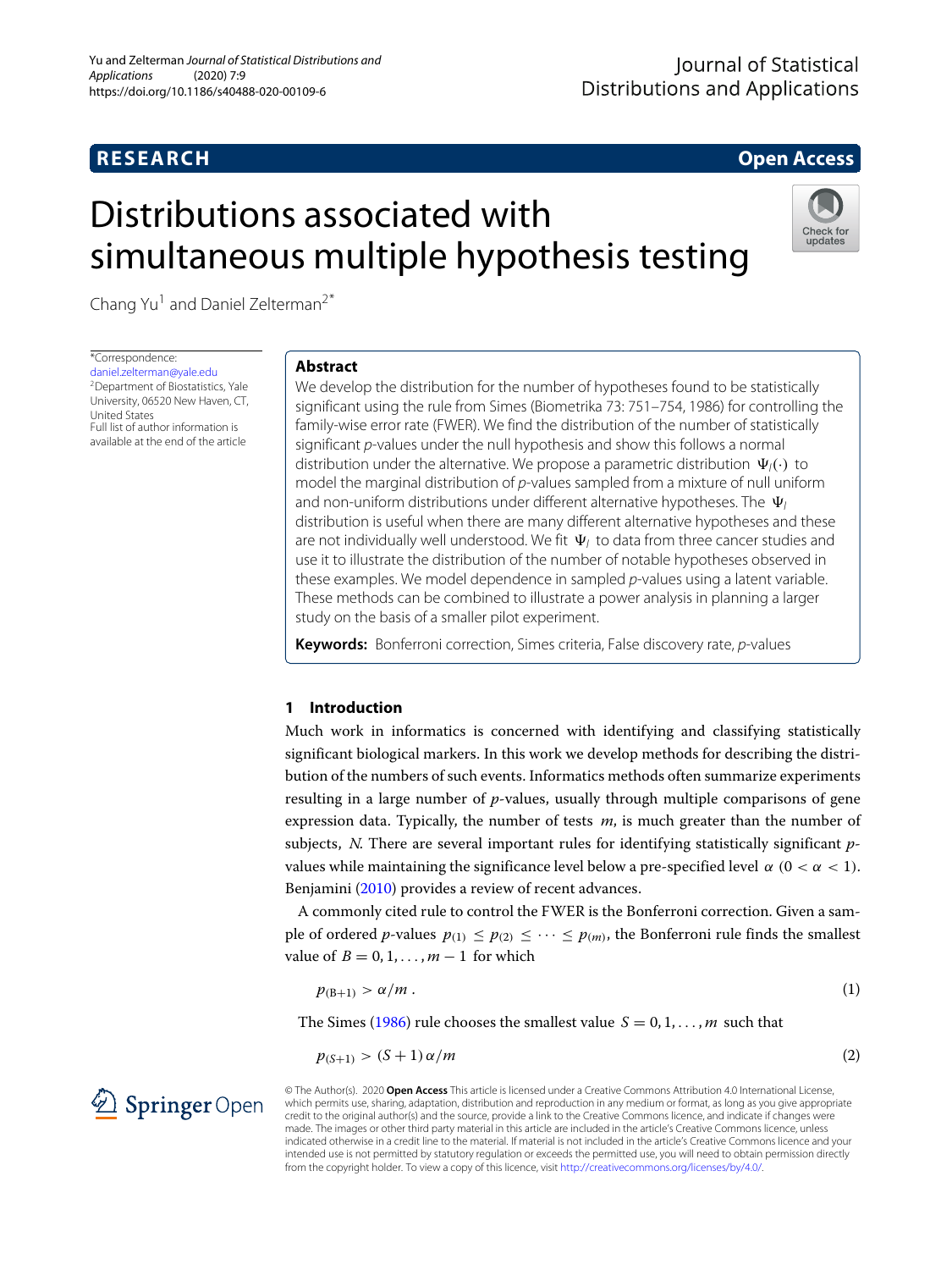RESEARCH

Open Access

# Distributions associated with simultaneous multiple hypothesis testing

Chang Yu[1] and Daniel Zelterman[2*]

*Correspondence: daniel.zelterman@yale.edu
[2]Department of Biostatistics, Yale University, 06520 New Haven, CT, United States
Full list of author information is available at the end of the article

## Abstract

We develop the distribution for the number of hypotheses found to be statistically significant using the rule from Simes (Biometrika 73: 751–754, 1986) for controlling the family-wise error rate (FWER). We find the distribution of the number of statistically significant *p*-values under the null hypothesis and show this follows a normal distribution under the alternative. We propose a parametric distribution $\Psi_I(\cdot)$ to model the marginal distribution of *p*-values sampled from a mixture of null uniform and non-uniform distributions under different alternative hypotheses. The $\Psi_I$ distribution is useful when there are many different alternative hypotheses and these are not individually well understood. We fit $\Psi_I$ to data from three cancer studies and use it to illustrate the distribution of the number of notable hypotheses observed in these examples. We model dependence in sampled *p*-values using a latent variable. These methods can be combined to illustrate a power analysis in planning a larger study on the basis of a smaller pilot experiment.

**Keywords:** Bonferroni correction, Simes criteria, False discovery rate, *p*-values

## 1 Introduction

Much work in informatics is concerned with identifying and classifying statistically significant biological markers. In this work we develop methods for describing the distribution of the numbers of such events. Informatics methods often summarize experiments resulting in a large number of *p*-values, usually through multiple comparisons of gene expression data. Typically, the number of tests $m$, is much greater than the number of subjects, $N$. There are several important rules for identifying statistically significant *p*-values while maintaining the significance level below a pre-specified level $\alpha$ $(0 < \alpha < 1)$. Benjamini (2010) provides a review of recent advances.

A commonly cited rule to control the FWER is the Bonferroni correction. Given a sample of ordered *p*-values $p_{(1)} \leq p_{(2)} \leq \cdots \leq p_{(m)}$, the Bonferroni rule finds the smallest value of $B = 0, 1, \ldots, m-1$ for which

$$p_{(B+1)} > \alpha/m \,. \tag{1}$$

The Simes (1986) rule chooses the smallest value $S = 0, 1, \ldots, m$ such that

$$p_{(S+1)} > (S+1)\,\alpha/m \tag{2}$$

© The Author(s). 2020 **Open Access** This article is licensed under a Creative Commons Attribution 4.0 International License, which permits use, sharing, adaptation, distribution and reproduction in any medium or format, as long as you give appropriate credit to the original author(s) and the source, provide a link to the Creative Commons licence, and indicate if changes were made. The images or other third party material in this article are included in the article's Creative Commons licence, unless indicated otherwise in a credit line to the material. If material is not included in the article's Creative Commons licence and your intended use is not permitted by statutory regulation or exceeds the permitted use, you will need to obtain permission directly from the copyright holder. To view a copy of this licence, visit http://creativecommons.org/licenses/by/4.0/.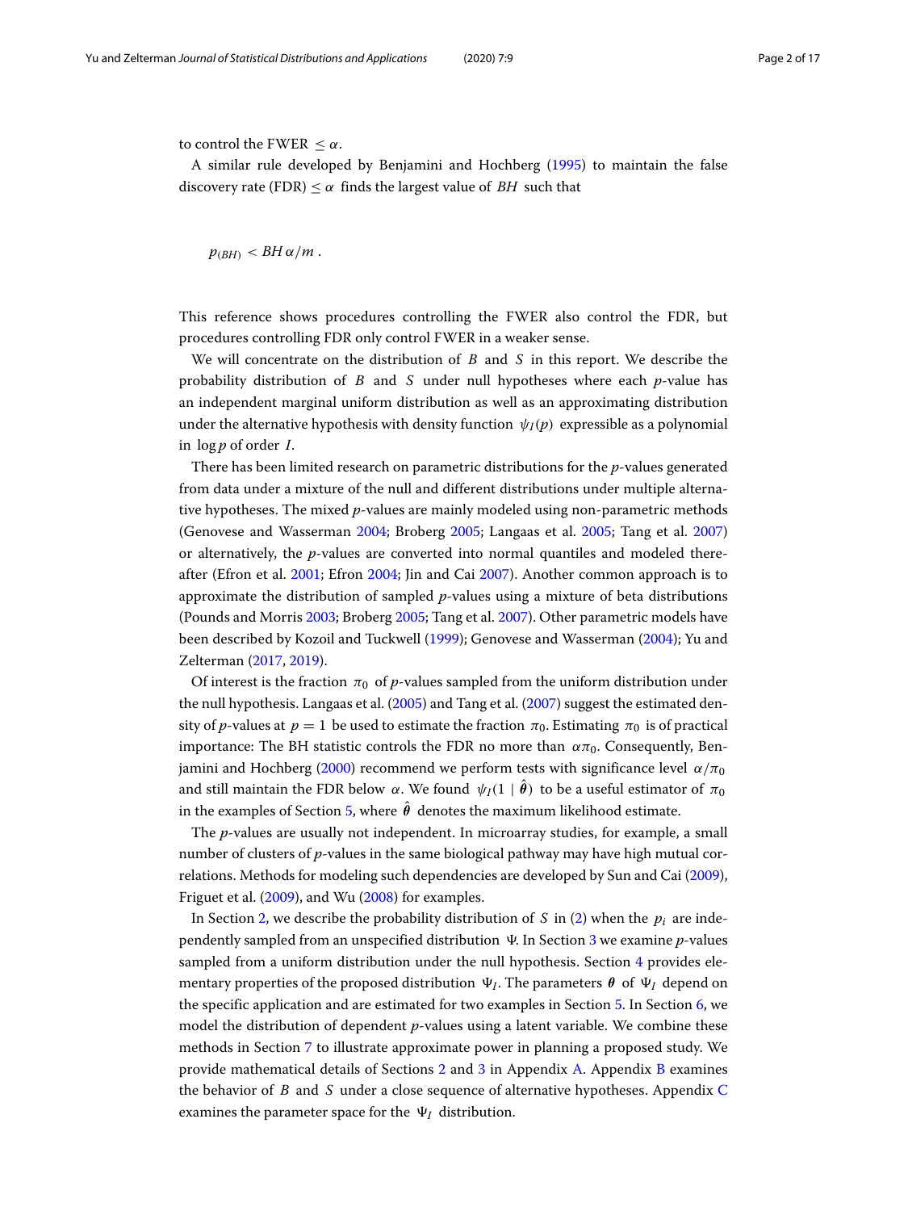to control the FWER $\leq \alpha$.

A similar rule developed by Benjamini and Hochberg (1995) to maintain the false discovery rate (FDR) $\leq \alpha$ finds the largest value of $BH$ such that

$$p_{(BH)} < BH\,\alpha/m\,.$$

This reference shows procedures controlling the FWER also control the FDR, but procedures controlling FDR only control FWER in a weaker sense.

We will concentrate on the distribution of $B$ and $S$ in this report. We describe the probability distribution of $B$ and $S$ under null hypotheses where each $p$-value has an independent marginal uniform distribution as well as an approximating distribution under the alternative hypothesis with density function $\psi_I(p)$ expressible as a polynomial in $\log p$ of order $I$.

There has been limited research on parametric distributions for the $p$-values generated from data under a mixture of the null and different distributions under multiple alternative hypotheses. The mixed $p$-values are mainly modeled using non-parametric methods (Genovese and Wasserman 2004; Broberg 2005; Langaas et al. 2005; Tang et al. 2007) or alternatively, the $p$-values are converted into normal quantiles and modeled thereafter (Efron et al. 2001; Efron 2004; Jin and Cai 2007). Another common approach is to approximate the distribution of sampled $p$-values using a mixture of beta distributions (Pounds and Morris 2003; Broberg 2005; Tang et al. 2007). Other parametric models have been described by Kozoil and Tuckwell (1999); Genovese and Wasserman (2004); Yu and Zelterman (2017, 2019).

Of interest is the fraction $\pi_0$ of $p$-values sampled from the uniform distribution under the null hypothesis. Langaas et al. (2005) and Tang et al. (2007) suggest the estimated density of $p$-values at $p = 1$ be used to estimate the fraction $\pi_0$. Estimating $\pi_0$ is of practical importance: The BH statistic controls the FDR no more than $\alpha\pi_0$. Consequently, Benjamini and Hochberg (2000) recommend we perform tests with significance level $\alpha/\pi_0$ and still maintain the FDR below $\alpha$. We found $\psi_I(1 \mid \hat{\boldsymbol{\theta}})$ to be a useful estimator of $\pi_0$ in the examples of Section 5, where $\hat{\boldsymbol{\theta}}$ denotes the maximum likelihood estimate.

The $p$-values are usually not independent. In microarray studies, for example, a small number of clusters of $p$-values in the same biological pathway may have high mutual correlations. Methods for modeling such dependencies are developed by Sun and Cai (2009), Friguet et al. (2009), and Wu (2008) for examples.

In Section 2, we describe the probability distribution of $S$ in (2) when the $p_i$ are independently sampled from an unspecified distribution $\Psi$. In Section 3 we examine $p$-values sampled from a uniform distribution under the null hypothesis. Section 4 provides elementary properties of the proposed distribution $\Psi_I$. The parameters $\boldsymbol{\theta}$ of $\Psi_I$ depend on the specific application and are estimated for two examples in Section 5. In Section 6, we model the distribution of dependent $p$-values using a latent variable. We combine these methods in Section 7 to illustrate approximate power in planning a proposed study. We provide mathematical details of Sections 2 and 3 in Appendix A. Appendix B examines the behavior of $B$ and $S$ under a close sequence of alternative hypotheses. Appendix C examines the parameter space for the $\Psi_I$ distribution.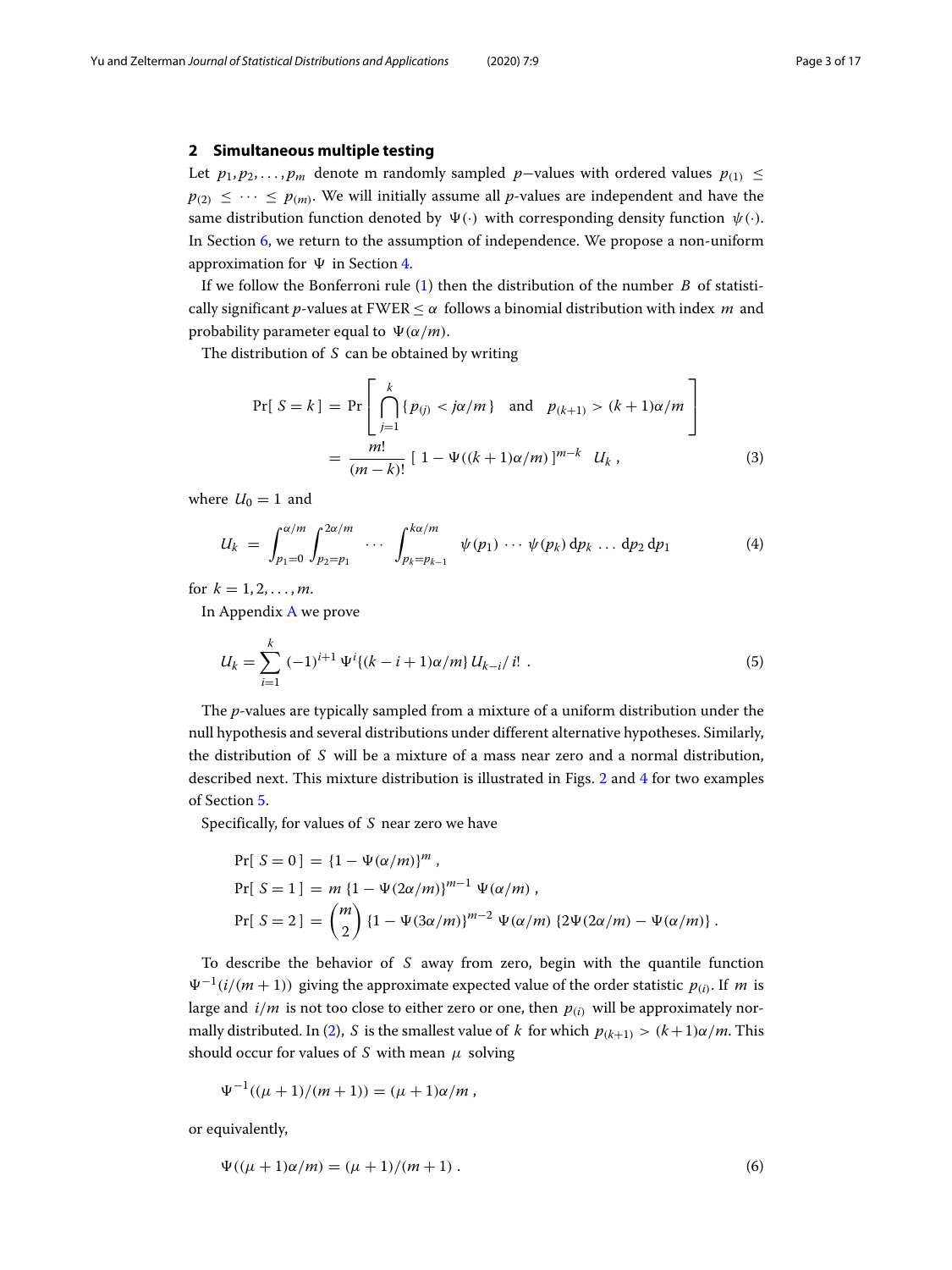## 2 Simultaneous multiple testing

Let $p_1, p_2, \ldots, p_m$ denote m randomly sampled $p$−values with ordered values $p_{(1)} \leq p_{(2)} \leq \cdots \leq p_{(m)}$. We will initially assume all $p$-values are independent and have the same distribution function denoted by $\Psi(\cdot)$ with corresponding density function $\psi(\cdot)$. In Section 6, we return to the assumption of independence. We propose a non-uniform approximation for $\Psi$ in Section 4.

If we follow the Bonferroni rule (1) then the distribution of the number $B$ of statistically significant $p$-values at FWER $\leq \alpha$ follows a binomial distribution with index $m$ and probability parameter equal to $\Psi(\alpha/m)$.

The distribution of $S$ can be obtained by writing

$$\begin{aligned} \Pr[\, S = k \,] &= \Pr\left[ \bigcap_{j=1}^{k} \{ p_{(j)} < j\alpha/m \} \quad \text{and} \quad p_{(k+1)} > (k+1)\alpha/m \right] \\ &= \frac{m!}{(m-k)!} \, [\, 1 - \Psi((k+1)\alpha/m) \,]^{m-k} \;\; U_k \;, \end{aligned} \tag{3}$$

where $U_0 = 1$ and

$$U_k \;=\; \int_{p_1=0}^{\alpha/m} \int_{p_2=p_1}^{2\alpha/m} \cdots \int_{p_k=p_{k-1}}^{k\alpha/m} \psi(p_1) \cdots \psi(p_k)\, \mathrm{d}p_k \ldots \mathrm{d}p_2\, \mathrm{d}p_1 \tag{4}$$

for $k = 1, 2, \ldots, m$.

In Appendix A we prove

$$U_k = \sum_{i=1}^{k} (-1)^{i+1}\, \Psi^i\{(k-i+1)\alpha/m\}\, U_{k-i}/\, i! \;. \tag{5}$$

The $p$-values are typically sampled from a mixture of a uniform distribution under the null hypothesis and several distributions under different alternative hypotheses. Similarly, the distribution of $S$ will be a mixture of a mass near zero and a normal distribution, described next. This mixture distribution is illustrated in Figs. 2 and 4 for two examples of Section 5.

Specifically, for values of $S$ near zero we have

$$\begin{aligned} \Pr[\, S = 0 \,] &= \{1 - \Psi(\alpha/m)\}^m \,, \\ \Pr[\, S = 1 \,] &= m\, \{1 - \Psi(2\alpha/m)\}^{m-1}\, \Psi(\alpha/m) \,, \\ \Pr[\, S = 2 \,] &= \binom{m}{2} \{1 - \Psi(3\alpha/m)\}^{m-2}\, \Psi(\alpha/m)\, \{2\Psi(2\alpha/m) - \Psi(\alpha/m)\} \,. \end{aligned}$$

To describe the behavior of $S$ away from zero, begin with the quantile function $\Psi^{-1}(i/(m+1))$ giving the approximate expected value of the order statistic $p_{(i)}$. If $m$ is large and $i/m$ is not too close to either zero or one, then $p_{(i)}$ will be approximately normally distributed. In (2), $S$ is the smallest value of $k$ for which $p_{(k+1)} > (k+1)\alpha/m$. This should occur for values of $S$ with mean $\mu$ solving

$$\Psi^{-1}((\mu+1)/(m+1)) = (\mu+1)\alpha/m \,,$$

or equivalently,

$$\Psi((\mu+1)\alpha/m) = (\mu+1)/(m+1) \,. \tag{6}$$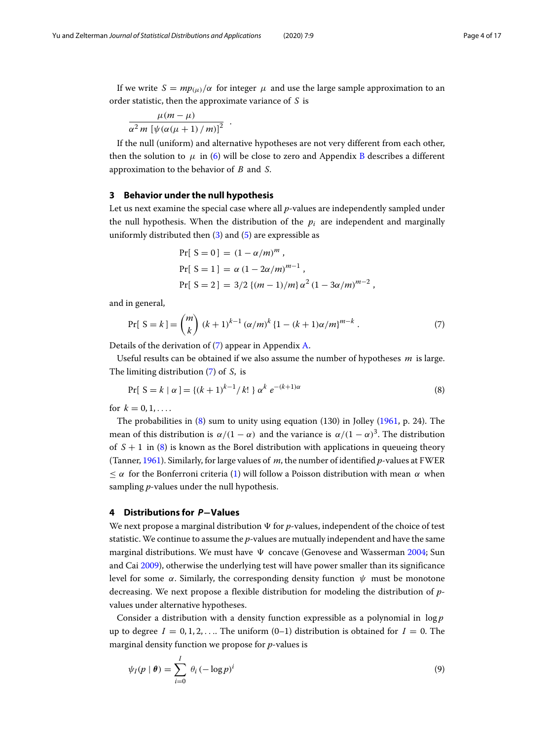If we write $S = mp_{(\mu)}/\alpha$ for integer $\mu$ and use the large sample approximation to an order statistic, then the approximate variance of $S$ is

$$\frac{\mu(m-\mu)}{\alpha^2\, m\, [\psi(\alpha(\mu+1)\,/\,m)]^2} \ .$$

If the null (uniform) and alternative hypotheses are not very different from each other, then the solution to $\mu$ in (6) will be close to zero and Appendix B describes a different approximation to the behavior of $B$ and $S$.

## 3 Behavior under the null hypothesis

Let us next examine the special case where all $p$-values are independently sampled under the null hypothesis. When the distribution of the $p_i$ are independent and marginally uniformly distributed then (3) and (5) are expressible as

$$\Pr[\ S = 0\ ] \;=\; (1 - \alpha/m)^m \ ,$$
$$\Pr[\ S = 1\ ] \;=\; \alpha\, (1 - 2\alpha/m)^{m-1} \ ,$$
$$\Pr[\ S = 2\ ] \;=\; 3/2\ \{(m-1)/m\}\, \alpha^2\, (1 - 3\alpha/m)^{m-2} \ ,$$

and in general,

$$\Pr[\ S = k\ ] = \binom{m}{k}\ (k+1)^{k-1}\, (\alpha/m)^k\, \{1 - (k+1)\alpha/m\}^{m-k} \ . \tag{7}$$

Details of the derivation of (7) appear in Appendix A.

Useful results can be obtained if we also assume the number of hypotheses $m$ is large. The limiting distribution (7) of $S$, is

$$\Pr[\ S = k \mid \alpha\ ] = \{(k+1)^{k-1} / \,k!\ \}\ \alpha^k\ e^{-(k+1)\alpha} \tag{8}$$

for $k = 0, 1, \ldots$.

The probabilities in (8) sum to unity using equation (130) in Jolley (1961, p. 24). The mean of this distribution is $\alpha/(1-\alpha)$ and the variance is $\alpha/(1-\alpha)^3$. The distribution of $S+1$ in (8) is known as the Borel distribution with applications in queueing theory (Tanner, 1961). Similarly, for large values of $m$, the number of identified $p$-values at FWER $\leq \alpha$ for the Bonferroni criteria (1) will follow a Poisson distribution with mean $\alpha$ when sampling $p$-values under the null hypothesis.

## 4 Distributions for *P*−Values

We next propose a marginal distribution $\Psi$ for $p$-values, independent of the choice of test statistic. We continue to assume the $p$-values are mutually independent and have the same marginal distributions. We must have $\Psi$ concave (Genovese and Wasserman 2004; Sun and Cai 2009), otherwise the underlying test will have power smaller than its significance level for some $\alpha$. Similarly, the corresponding density function $\psi$ must be monotone decreasing. We next propose a flexible distribution for modeling the distribution of $p$-values under alternative hypotheses.

Consider a distribution with a density function expressible as a polynomial in $\log p$ up to degree $I = 0, 1, 2, \ldots$. The uniform (0–1) distribution is obtained for $I = 0$. The marginal density function we propose for $p$-values is

$$\psi_I(p \mid \boldsymbol{\theta}) = \sum_{i=0}^{I}\ \theta_i\, (-\log p)^i \tag{9}$$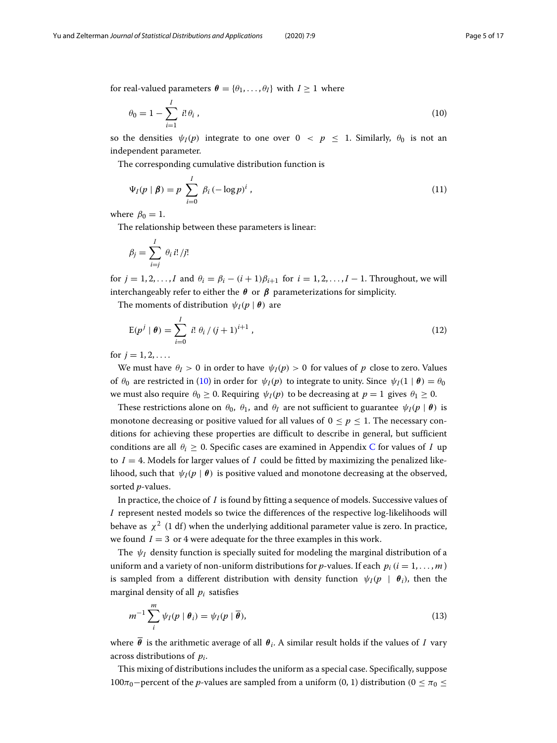for real-valued parameters $\boldsymbol{\theta} = \{\theta_1, \ldots, \theta_I\}$ with $I \geq 1$ where

$$
\theta_0 = 1 - \sum_{i=1}^{I} i!\, \theta_i \,, \tag{10}
$$

so the densities $\psi_I(p)$ integrate to one over $0 < p \leq 1$. Similarly, $\theta_0$ is not an independent parameter.

The corresponding cumulative distribution function is

$$
\Psi_I(p \mid \boldsymbol{\beta}) = p \sum_{i=0}^{I} \beta_i \, (-\log p)^i \,, \tag{11}
$$

where $\beta_0 = 1$.

The relationship between these parameters is linear:

$$
\beta_j = \sum_{i=j}^{I} \theta_i \, i! \,/ j!
$$

for $j = 1, 2, \ldots, I$ and $\theta_i = \beta_i - (i+1)\beta_{i+1}$ for $i = 1, 2, \ldots, I-1$. Throughout, we will interchangeably refer to either the $\boldsymbol{\theta}$ or $\boldsymbol{\beta}$ parameterizations for simplicity.

The moments of distribution $\psi_I(p \mid \boldsymbol{\theta})$ are

$$
\mathrm{E}(p^j \mid \boldsymbol{\theta}) = \sum_{i=0}^{I} i! \, \theta_i \,/\, (j+1)^{i+1} \,, \tag{12}
$$

for $j = 1, 2, \ldots$.

We must have $\theta_I > 0$ in order to have $\psi_I(p) > 0$ for values of $p$ close to zero. Values of $\theta_0$ are restricted in (10) in order for $\psi_I(p)$ to integrate to unity. Since $\psi_I(1 \mid \boldsymbol{\theta}) = \theta_0$ we must also require $\theta_0 \geq 0$. Requiring $\psi_I(p)$ to be decreasing at $p = 1$ gives $\theta_1 \geq 0$.

These restrictions alone on $\theta_0$, $\theta_1$, and $\theta_I$ are not sufficient to guarantee $\psi_I(p \mid \boldsymbol{\theta})$ is monotone decreasing or positive valued for all values of $0 \leq p \leq 1$. The necessary conditions for achieving these properties are difficult to describe in general, but sufficient conditions are all $\theta_i \geq 0$. Specific cases are examined in Appendix C for values of $I$ up to $I = 4$. Models for larger values of $I$ could be fitted by maximizing the penalized likelihood, such that $\psi_I(p \mid \boldsymbol{\theta})$ is positive valued and monotone decreasing at the observed, sorted $p$-values.

In practice, the choice of $I$ is found by fitting a sequence of models. Successive values of $I$ represent nested models so twice the differences of the respective log-likelihoods will behave as $\chi^2$ (1 df) when the underlying additional parameter value is zero. In practice, we found $I = 3$ or 4 were adequate for the three examples in this work.

The $\psi_I$ density function is specially suited for modeling the marginal distribution of a uniform and a variety of non-uniform distributions for $p$-values. If each $p_i$ $(i = 1, \ldots, m)$ is sampled from a different distribution with density function $\psi_I(p \mid \boldsymbol{\theta}_i)$, then the marginal density of all $p_i$ satisfies

$$
m^{-1} \sum_{i}^{m} \psi_I(p \mid \boldsymbol{\theta}_i) = \psi_I(p \mid \overline{\boldsymbol{\theta}}), \tag{13}
$$

where $\overline{\boldsymbol{\theta}}$ is the arithmetic average of all $\boldsymbol{\theta}_i$. A similar result holds if the values of $I$ vary across distributions of $p_i$.

This mixing of distributions includes the uniform as a special case. Specifically, suppose $100\pi_0$—percent of the $p$-values are sampled from a uniform (0, 1) distribution ($0 \leq \pi_0 \leq$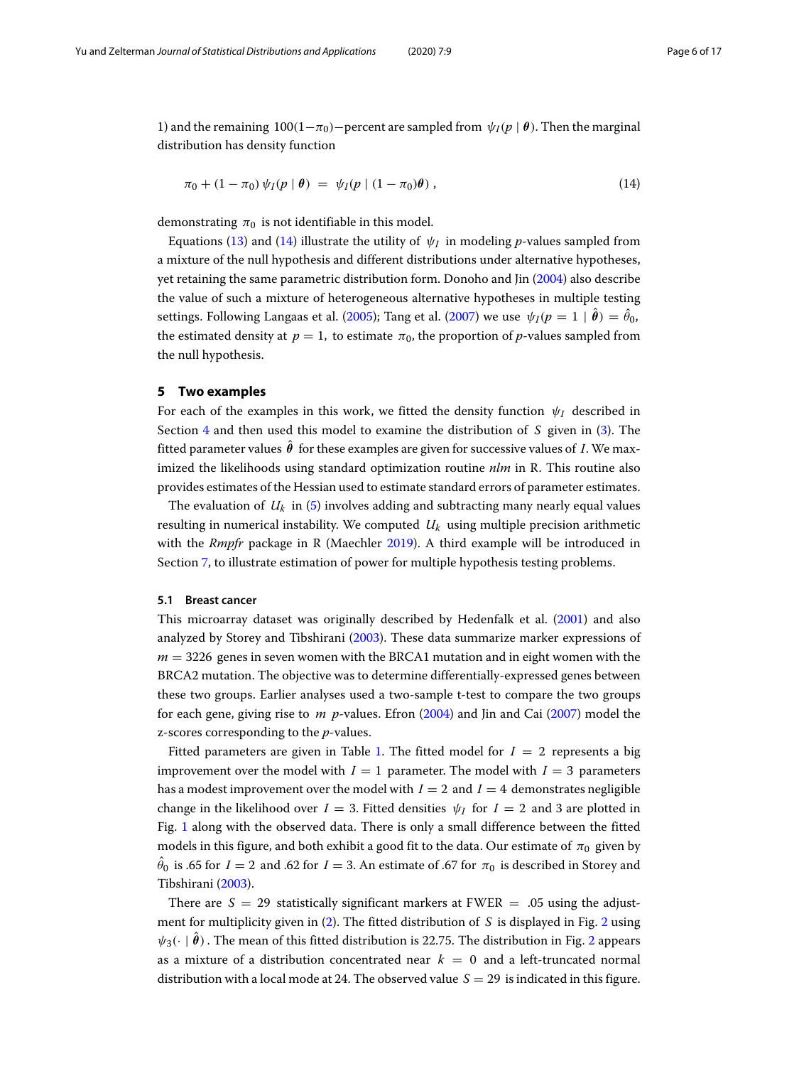1) and the remaining $100(1-\pi_0)-$percent are sampled from $\psi_I(p \mid \boldsymbol{\theta})$. Then the marginal distribution has density function

$$\pi_0 + (1-\pi_0)\,\psi_I(p \mid \boldsymbol{\theta}) \;=\; \psi_I(p \mid (1-\pi_0)\boldsymbol{\theta})\ , \tag{14}$$

demonstrating $\pi_0$ is not identifiable in this model.

Equations (13) and (14) illustrate the utility of $\psi_I$ in modeling *p*-values sampled from a mixture of the null hypothesis and different distributions under alternative hypotheses, yet retaining the same parametric distribution form. Donoho and Jin (2004) also describe the value of such a mixture of heterogeneous alternative hypotheses in multiple testing settings. Following Langaas et al. (2005); Tang et al. (2007) we use $\psi_I(p = 1 \mid \hat{\boldsymbol{\theta}}) = \hat{\theta}_0$, the estimated density at $p = 1$, to estimate $\pi_0$, the proportion of *p*-values sampled from the null hypothesis.

## 5 Two examples

For each of the examples in this work, we fitted the density function $\psi_I$ described in Section 4 and then used this model to examine the distribution of $S$ given in (3). The fitted parameter values $\hat{\boldsymbol{\theta}}$ for these examples are given for successive values of $I$. We maximized the likelihoods using standard optimization routine *nlm* in R. This routine also provides estimates of the Hessian used to estimate standard errors of parameter estimates.

The evaluation of $U_k$ in (5) involves adding and subtracting many nearly equal values resulting in numerical instability. We computed $U_k$ using multiple precision arithmetic with the *Rmpfr* package in R (Maechler 2019). A third example will be introduced in Section 7, to illustrate estimation of power for multiple hypothesis testing problems.

### 5.1 Breast cancer

This microarray dataset was originally described by Hedenfalk et al. (2001) and also analyzed by Storey and Tibshirani (2003). These data summarize marker expressions of $m = 3226$ genes in seven women with the BRCA1 mutation and in eight women with the BRCA2 mutation. The objective was to determine differentially-expressed genes between these two groups. Earlier analyses used a two-sample t-test to compare the two groups for each gene, giving rise to $m$ *p*-values. Efron (2004) and Jin and Cai (2007) model the z-scores corresponding to the *p*-values.

Fitted parameters are given in Table 1. The fitted model for $I = 2$ represents a big improvement over the model with $I = 1$ parameter. The model with $I = 3$ parameters has a modest improvement over the model with $I = 2$ and $I = 4$ demonstrates negligible change in the likelihood over $I = 3$. Fitted densities $\psi_I$ for $I = 2$ and 3 are plotted in Fig. 1 along with the observed data. There is only a small difference between the fitted models in this figure, and both exhibit a good fit to the data. Our estimate of $\pi_0$ given by $\hat{\theta}_0$ is .65 for $I = 2$ and .62 for $I = 3$. An estimate of .67 for $\pi_0$ is described in Storey and Tibshirani (2003).

There are $S = 29$ statistically significant markers at FWER $=$ .05 using the adjustment for multiplicity given in (2). The fitted distribution of $S$ is displayed in Fig. 2 using $\psi_3(\cdot \mid \hat{\boldsymbol{\theta}})$. The mean of this fitted distribution is 22.75. The distribution in Fig. 2 appears as a mixture of a distribution concentrated near $k = 0$ and a left-truncated normal distribution with a local mode at 24. The observed value $S = 29$ is indicated in this figure.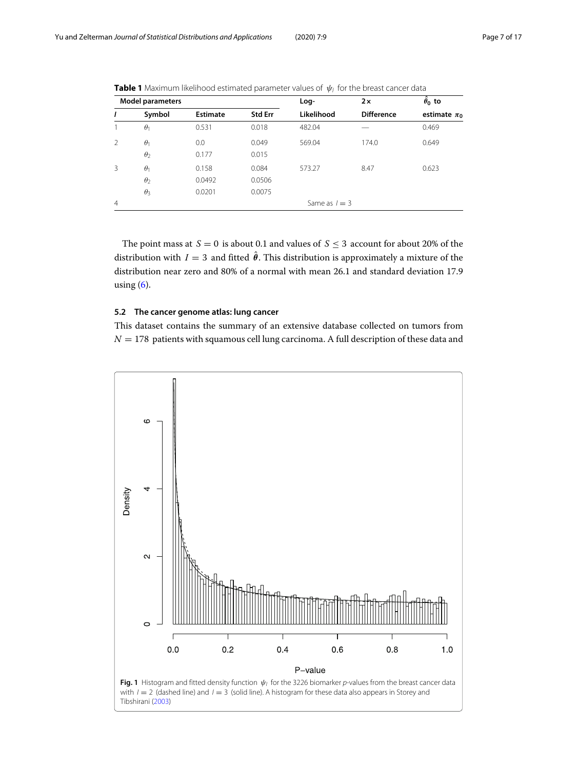**Table 1** Maximum likelihood estimated parameter values of $\psi_I$ for the breast cancer data

| Model parameters | | | | Log- | 2× | $\hat{\theta}_0$ to |
|---|---|---|---|---|---|---|
| $I$ | Symbol | Estimate | Std Err | Likelihood | Difference | estimate $\pi_0$ |
| 1 | $\theta_1$ | 0.531 | 0.018 | 482.04 | — | 0.469 |
| 2 | $\theta_1$ | 0.0 | 0.049 | 569.04 | 174.0 | 0.649 |
| | $\theta_2$ | 0.177 | 0.015 | | | |
| 3 | $\theta_1$ | 0.158 | 0.084 | 573.27 | 8.47 | 0.623 |
| | $\theta_2$ | 0.0492 | 0.0506 | | | |
| | $\theta_3$ | 0.0201 | 0.0075 | | | |
| 4 | | | | Same as $I = 3$ | | |

The point mass at $S = 0$ is about 0.1 and values of $S \leq 3$ account for about 20% of the distribution with $I = 3$ and fitted $\hat{\boldsymbol{\theta}}$. This distribution is approximately a mixture of the distribution near zero and 80% of a normal with mean 26.1 and standard deviation 17.9 using (6).

### 5.2 The cancer genome atlas: lung cancer

This dataset contains the summary of an extensive database collected on tumors from $N = 178$ patients with squamous cell lung carcinoma. A full description of these data and

**Fig. 1** Histogram and fitted density function $\psi_I$ for the 3226 biomarker *p*-values from the breast cancer data with $I = 2$ (dashed line) and $I = 3$ (solid line). A histogram for these data also appears in Storey and Tibshirani (2003)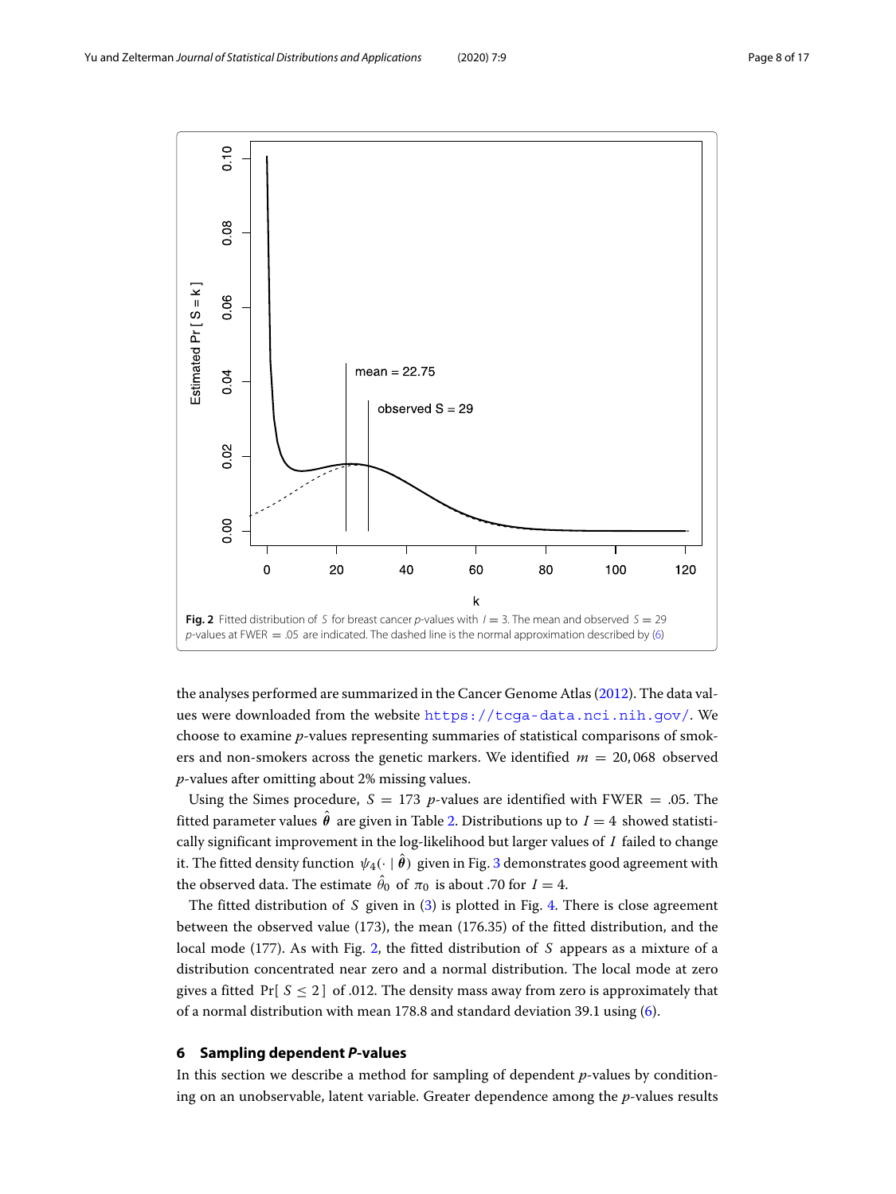Fig. 2 Fitted distribution of $S$ for breast cancer $p$-values with $I = 3$. The mean and observed $S = 29$ $p$-values at FWER $= .05$ are indicated. The dashed line is the normal approximation described by (6)

the analyses performed are summarized in the Cancer Genome Atlas (2012). The data values were downloaded from the website https://tcga-data.nci.nih.gov/. We choose to examine $p$-values representing summaries of statistical comparisons of smokers and non-smokers across the genetic markers. We identified $m = 20,068$ observed $p$-values after omitting about 2% missing values.

Using the Simes procedure, $S = 173$ $p$-values are identified with FWER $= .05$. The fitted parameter values $\hat{\boldsymbol{\theta}}$ are given in Table 2. Distributions up to $I = 4$ showed statistically significant improvement in the log-likelihood but larger values of $I$ failed to change it. The fitted density function $\psi_4(\cdot \mid \hat{\boldsymbol{\theta}})$ given in Fig. 3 demonstrates good agreement with the observed data. The estimate $\hat{\theta}_0$ of $\pi_0$ is about .70 for $I = 4$.

The fitted distribution of $S$ given in (3) is plotted in Fig. 4. There is close agreement between the observed value (173), the mean (176.35) of the fitted distribution, and the local mode (177). As with Fig. 2, the fitted distribution of $S$ appears as a mixture of a distribution concentrated near zero and a normal distribution. The local mode at zero gives a fitted $\Pr[\, S \leq 2\,]$ of .012. The density mass away from zero is approximately that of a normal distribution with mean 178.8 and standard deviation 39.1 using (6).

## 6 Sampling dependent *P*-values

In this section we describe a method for sampling of dependent $p$-values by conditioning on an unobservable, latent variable. Greater dependence among the $p$-values results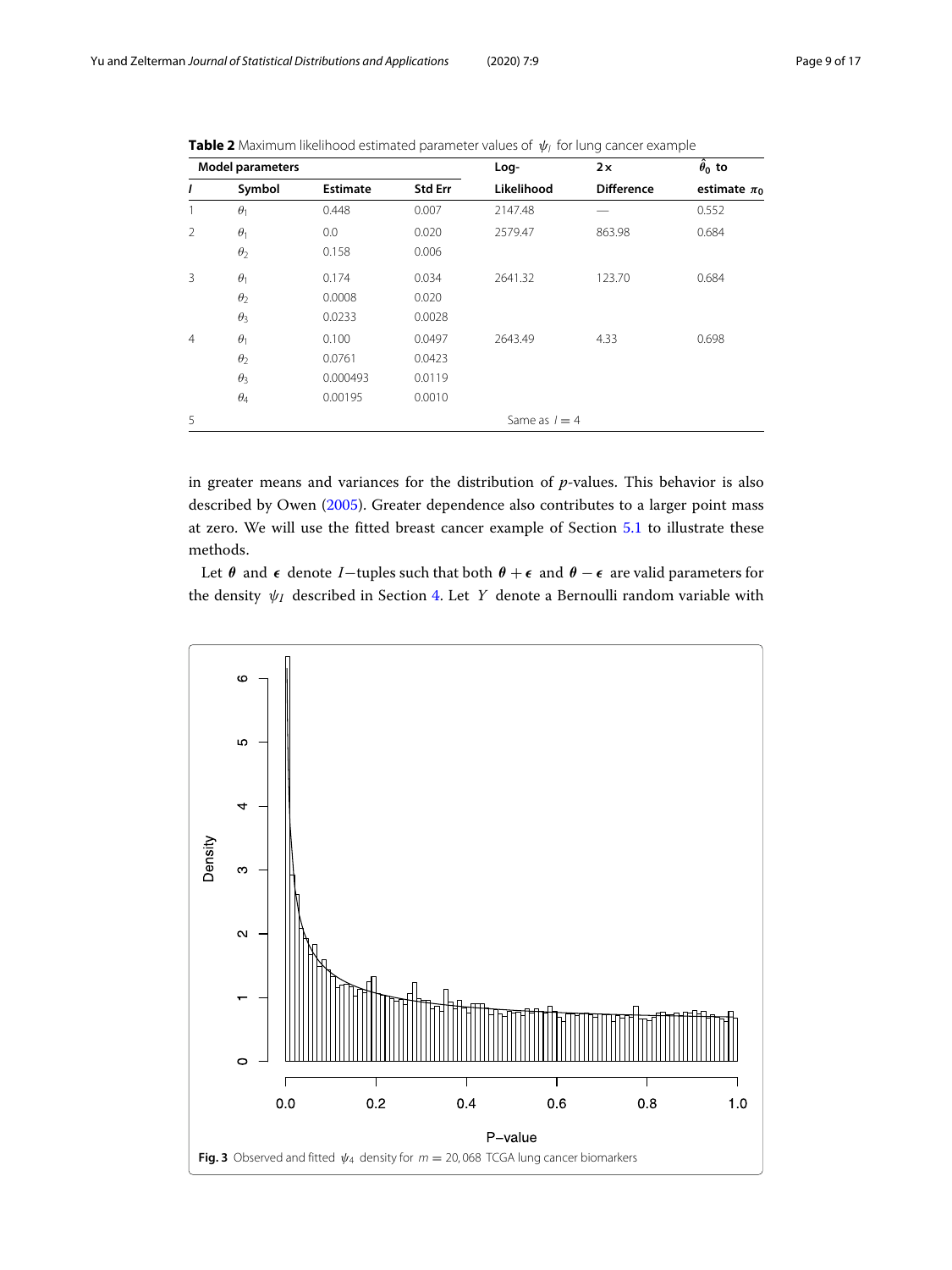**Table 2** Maximum likelihood estimated parameter values of $\psi_I$ for lung cancer example

| Model parameters | | | | Log- | $2\times$ | $\hat{\theta}_0$ to |
|---|---|---|---|---|---|---|
| $I$ | Symbol | Estimate | Std Err | Likelihood | Difference | estimate $\pi_0$ |
| 1 | $\theta_1$ | 0.448 | 0.007 | 2147.48 | — | 0.552 |
| 2 | $\theta_1$ | 0.0 | 0.020 | 2579.47 | 863.98 | 0.684 |
| | $\theta_2$ | 0.158 | 0.006 | | | |
| 3 | $\theta_1$ | 0.174 | 0.034 | 2641.32 | 123.70 | 0.684 |
| | $\theta_2$ | 0.0008 | 0.020 | | | |
| | $\theta_3$ | 0.0233 | 0.0028 | | | |
| 4 | $\theta_1$ | 0.100 | 0.0497 | 2643.49 | 4.33 | 0.698 |
| | $\theta_2$ | 0.0761 | 0.0423 | | | |
| | $\theta_3$ | 0.000493 | 0.0119 | | | |
| | $\theta_4$ | 0.00195 | 0.0010 | | | |
| 5 | | | | Same as $I = 4$ | | |

in greater means and variances for the distribution of $p$-values. This behavior is also described by Owen (2005). Greater dependence also contributes to a larger point mass at zero. We will use the fitted breast cancer example of Section 5.1 to illustrate these methods.

Let $\boldsymbol{\theta}$ and $\boldsymbol{\epsilon}$ denote $I-$tuples such that both $\boldsymbol{\theta} + \boldsymbol{\epsilon}$ and $\boldsymbol{\theta} - \boldsymbol{\epsilon}$ are valid parameters for the density $\psi_I$ described in Section 4. Let $Y$ denote a Bernoulli random variable with

**Fig. 3** Observed and fitted $\psi_4$ density for $m = 20,068$ TCGA lung cancer biomarkers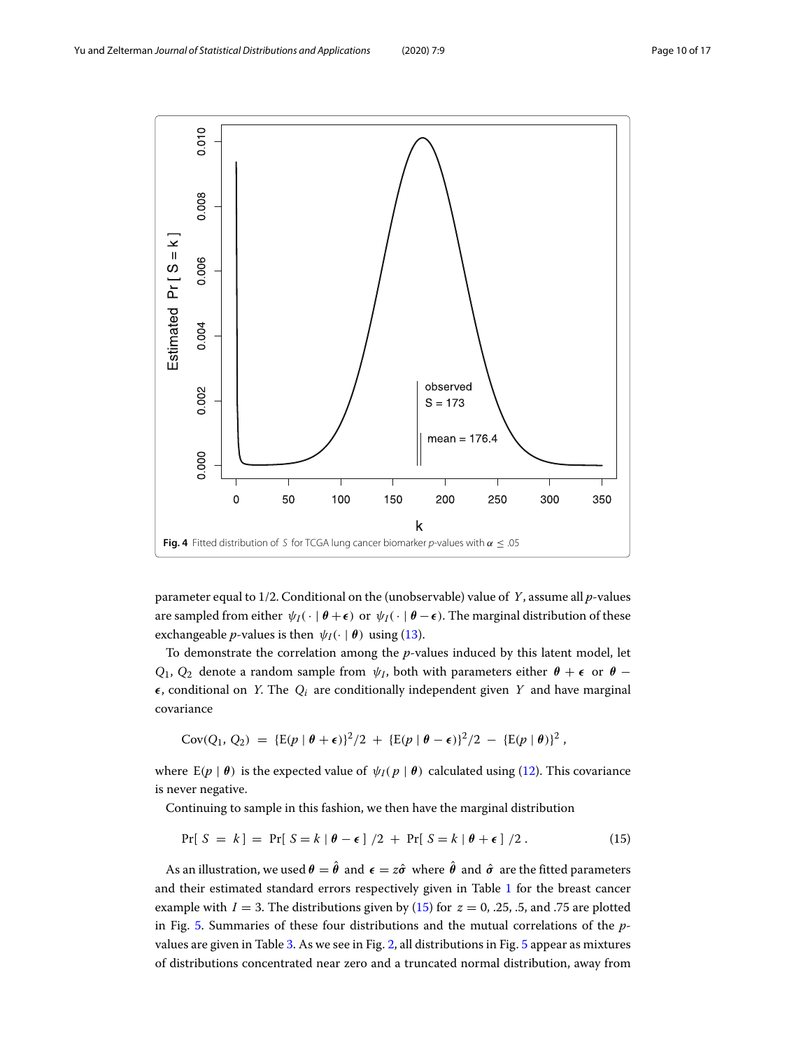Fig. 4 Fitted distribution of $S$ for TCGA lung cancer biomarker $p$-values with $\alpha \le .05$

parameter equal to 1/2. Conditional on the (unobservable) value of $Y$, assume all $p$-values are sampled from either $\psi_I(\cdot \mid \boldsymbol{\theta} + \boldsymbol{\epsilon})$ or $\psi_I(\cdot \mid \boldsymbol{\theta} - \boldsymbol{\epsilon})$. The marginal distribution of these exchangeable $p$-values is then $\psi_I(\cdot \mid \boldsymbol{\theta})$ using (13).

To demonstrate the correlation among the $p$-values induced by this latent model, let $Q_1$, $Q_2$ denote a random sample from $\psi_I$, both with parameters either $\boldsymbol{\theta} + \boldsymbol{\epsilon}$ or $\boldsymbol{\theta} - \boldsymbol{\epsilon}$, conditional on $Y$. The $Q_i$ are conditionally independent given $Y$ and have marginal covariance

$$\mathrm{Cov}(Q_1, Q_2) = \{\mathrm{E}(p \mid \boldsymbol{\theta} + \boldsymbol{\epsilon})\}^2/2 + \{\mathrm{E}(p \mid \boldsymbol{\theta} - \boldsymbol{\epsilon})\}^2/2 - \{\mathrm{E}(p \mid \boldsymbol{\theta})\}^2 ,$$

where $\mathrm{E}(p \mid \boldsymbol{\theta})$ is the expected value of $\psi_I(p \mid \boldsymbol{\theta})$ calculated using (12). This covariance is never negative.

Continuing to sample in this fashion, we then have the marginal distribution

$$\Pr[\, S = k\,] = \Pr[\, S = k \mid \boldsymbol{\theta} - \boldsymbol{\epsilon}\,]\,/2 + \Pr[\, S = k \mid \boldsymbol{\theta} + \boldsymbol{\epsilon}\,]\,/2\,. \tag{15}$$

As an illustration, we used $\boldsymbol{\theta} = \hat{\boldsymbol{\theta}}$ and $\boldsymbol{\epsilon} = z\hat{\boldsymbol{\sigma}}$ where $\hat{\boldsymbol{\theta}}$ and $\hat{\boldsymbol{\sigma}}$ are the fitted parameters and their estimated standard errors respectively given in Table 1 for the breast cancer example with $I = 3$. The distributions given by (15) for $z = 0$, .25, .5, and .75 are plotted in Fig. 5. Summaries of these four distributions and the mutual correlations of the $p$-values are given in Table 3. As we see in Fig. 2, all distributions in Fig. 5 appear as mixtures of distributions concentrated near zero and a truncated normal distribution, away from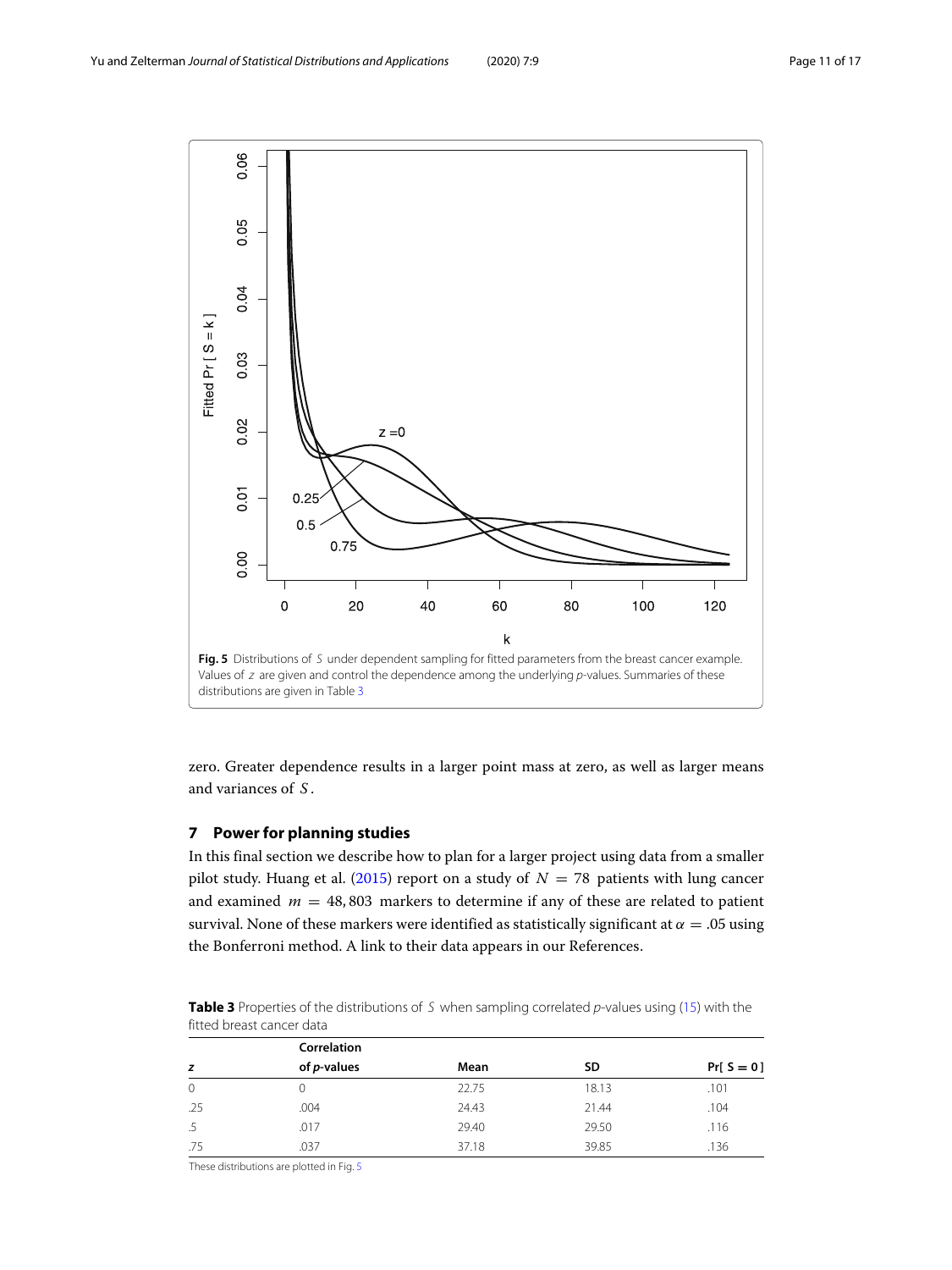**Fig. 5** Distributions of $S$ under dependent sampling for fitted parameters from the breast cancer example. Values of $z$ are given and control the dependence among the underlying $p$-values. Summaries of these distributions are given in Table 3

zero. Greater dependence results in a larger point mass at zero, as well as larger means and variances of $S$.

## 7 Power for planning studies

In this final section we describe how to plan for a larger project using data from a smaller pilot study. Huang et al. (2015) report on a study of $N = 78$ patients with lung cancer and examined $m = 48,803$ markers to determine if any of these are related to patient survival. None of these markers were identified as statistically significant at $\alpha = .05$ using the Bonferroni method. A link to their data appears in our References.

**Table 3** Properties of the distributions of $S$ when sampling correlated $p$-values using (15) with the fitted breast cancer data

| $z$ | Correlation of $p$-values | Mean | SD | Pr[ $S = 0$ ] |
|---|---|---|---|---|
| 0 | 0 | 22.75 | 18.13 | .101 |
| .25 | .004 | 24.43 | 21.44 | .104 |
| .5 | .017 | 29.40 | 29.50 | .116 |
| .75 | .037 | 37.18 | 39.85 | .136 |

These distributions are plotted in Fig. 5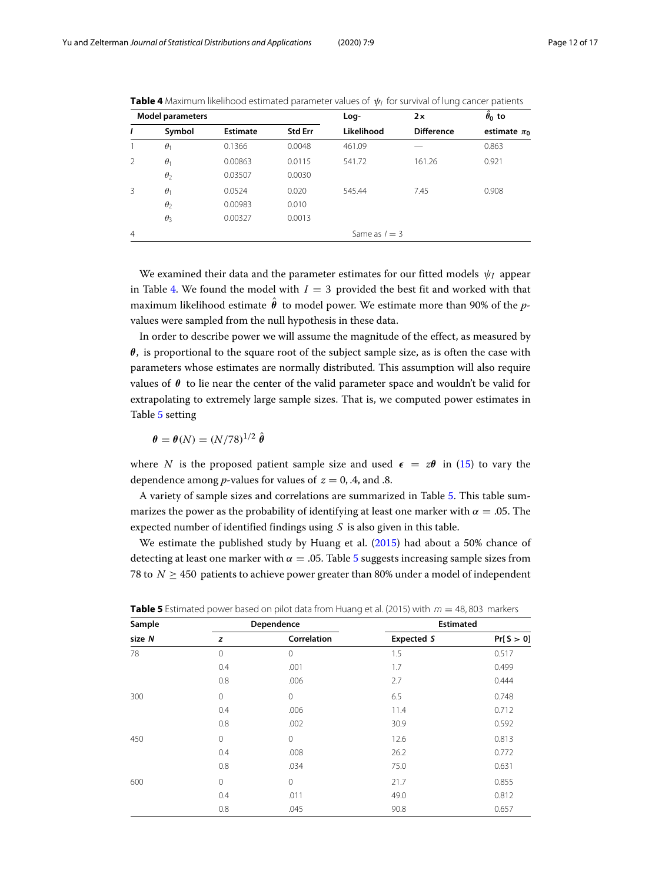**Table 4** Maximum likelihood estimated parameter values of $\psi_I$ for survival of lung cancer patients

| Model parameters | | | | Log- | 2× | $\hat{\theta}_0$ to |
|---|---|---|---|---|---|---|
| $I$ | Symbol | Estimate | Std Err | Likelihood | Difference | estimate $\pi_0$ |
| 1 | $\theta_1$ | 0.1366 | 0.0048 | 461.09 | — | 0.863 |
| 2 | $\theta_1$ | 0.00863 | 0.0115 | 541.72 | 161.26 | 0.921 |
| | $\theta_2$ | 0.03507 | 0.0030 | | | |
| 3 | $\theta_1$ | 0.0524 | 0.020 | 545.44 | 7.45 | 0.908 |
| | $\theta_2$ | 0.00983 | 0.010 | | | |
| | $\theta_3$ | 0.00327 | 0.0013 | | | |
| 4 | | | | Same as $I = 3$ | | |

We examined their data and the parameter estimates for our fitted models $\psi_I$ appear in Table 4. We found the model with $I = 3$ provided the best fit and worked with that maximum likelihood estimate $\hat{\boldsymbol{\theta}}$ to model power. We estimate more than 90% of the $p$-values were sampled from the null hypothesis in these data.

In order to describe power we will assume the magnitude of the effect, as measured by $\boldsymbol{\theta}$, is proportional to the square root of the subject sample size, as is often the case with parameters whose estimates are normally distributed. This assumption will also require values of $\boldsymbol{\theta}$ to lie near the center of the valid parameter space and wouldn't be valid for extrapolating to extremely large sample sizes. That is, we computed power estimates in Table 5 setting

$$\boldsymbol{\theta} = \boldsymbol{\theta}(N) = (N/78)^{1/2}\,\hat{\boldsymbol{\theta}}$$

where $N$ is the proposed patient sample size and used $\boldsymbol{\epsilon} = z\boldsymbol{\theta}$ in (15) to vary the dependence among $p$-values for values of $z = 0, .4$, and $.8$.

A variety of sample sizes and correlations are summarized in Table 5. This table summarizes the power as the probability of identifying at least one marker with $\alpha = .05$. The expected number of identified findings using $S$ is also given in this table.

We estimate the published study by Huang et al. (2015) had about a 50% chance of detecting at least one marker with $\alpha = .05$. Table 5 suggests increasing sample sizes from 78 to $N \geq 450$ patients to achieve power greater than 80% under a model of independent

**Table 5** Estimated power based on pilot data from Huang et al. (2015) with $m = 48,803$ markers

| Sample | Dependence | | Estimated | |
|---|---|---|---|---|
| size $N$ | $z$ | Correlation | Expected $S$ | Pr[ $S > 0$] |
| 78 | 0 | 0 | 1.5 | 0.517 |
| | 0.4 | .001 | 1.7 | 0.499 |
| | 0.8 | .006 | 2.7 | 0.444 |
| 300 | 0 | 0 | 6.5 | 0.748 |
| | 0.4 | .006 | 11.4 | 0.712 |
| | 0.8 | .002 | 30.9 | 0.592 |
| 450 | 0 | 0 | 12.6 | 0.813 |
| | 0.4 | .008 | 26.2 | 0.772 |
| | 0.8 | .034 | 75.0 | 0.631 |
| 600 | 0 | 0 | 21.7 | 0.855 |
| | 0.4 | .011 | 49.0 | 0.812 |
| | 0.8 | .045 | 90.8 | 0.657 |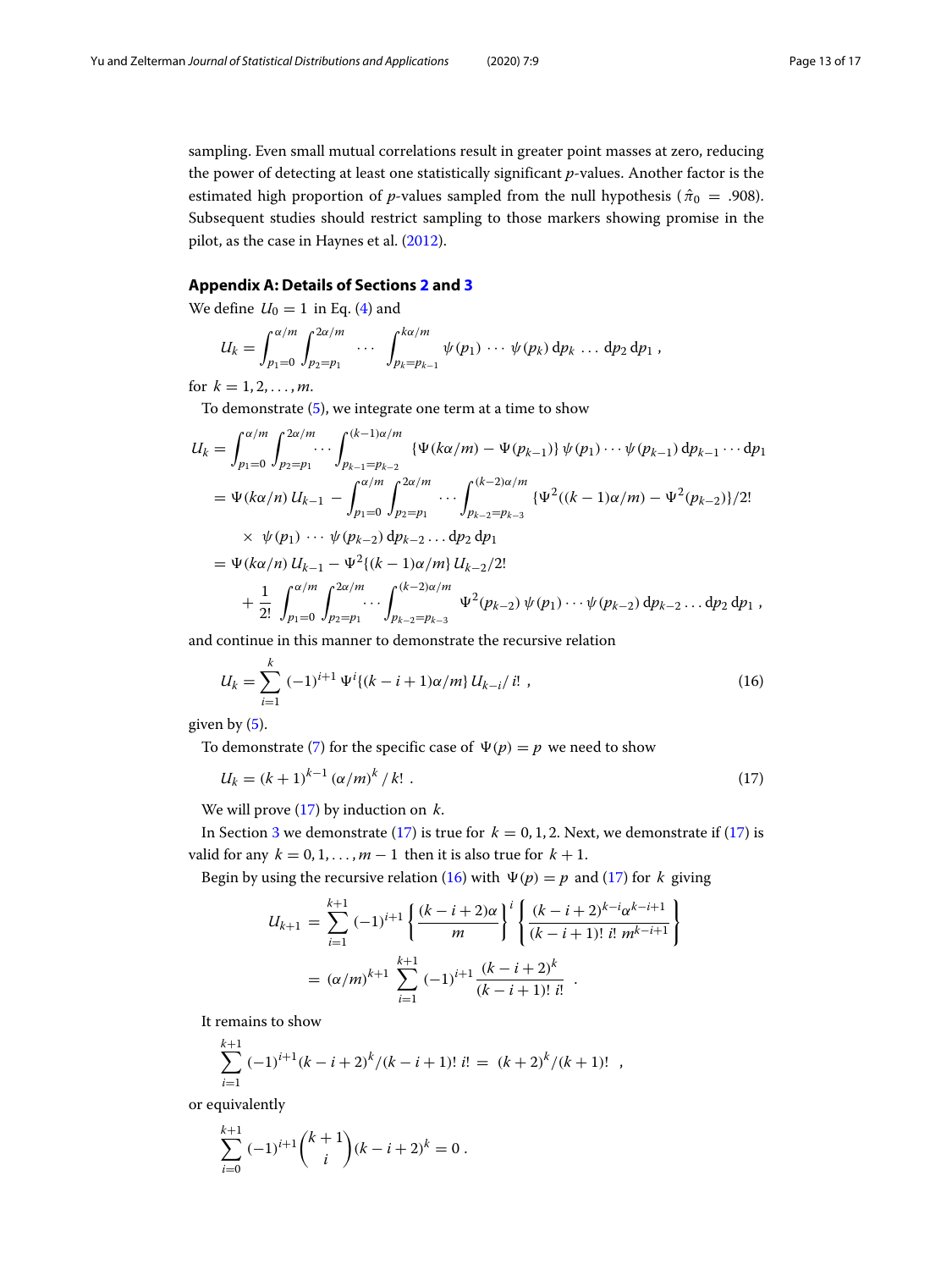sampling. Even small mutual correlations result in greater point masses at zero, reducing the power of detecting at least one statistically significant $p$-values. Another factor is the estimated high proportion of $p$-values sampled from the null hypothesis ($\hat{\pi}_0 = .908$). Subsequent studies should restrict sampling to those markers showing promise in the pilot, as the case in Haynes et al. (2012).

## Appendix A: Details of Sections 2 and 3

We define $U_0 = 1$ in Eq. (4) and

$$U_k = \int_{p_1=0}^{\alpha/m} \int_{p_2=p_1}^{2\alpha/m} \cdots \int_{p_k=p_{k-1}}^{k\alpha/m} \psi(p_1) \cdots \psi(p_k)\, \mathrm{d}p_k \ldots \mathrm{d}p_2\, \mathrm{d}p_1 \ ,$$

for $k = 1, 2, \ldots, m$.

To demonstrate (5), we integrate one term at a time to show

$$\begin{aligned}
U_k &= \int_{p_1=0}^{\alpha/m} \int_{p_2=p_1}^{2\alpha/m} \cdots \int_{p_{k-1}=p_{k-2}}^{(k-1)\alpha/m} \{\Psi(k\alpha/m) - \Psi(p_{k-1})\}\, \psi(p_1) \cdots \psi(p_{k-1})\, \mathrm{d}p_{k-1} \cdots \mathrm{d}p_1 \\
&= \Psi(k\alpha/n)\, U_{k-1} - \int_{p_1=0}^{\alpha/m} \int_{p_2=p_1}^{2\alpha/m} \cdots \int_{p_{k-2}=p_{k-3}}^{(k-2)\alpha/m} \{\Psi^2((k-1)\alpha/m) - \Psi^2(p_{k-2})\}/2! \\
&\quad \times\ \psi(p_1) \cdots \psi(p_{k-2})\, \mathrm{d}p_{k-2} \ldots \mathrm{d}p_2\, \mathrm{d}p_1 \\
&= \Psi(k\alpha/n)\, U_{k-1} - \Psi^2\{(k-1)\alpha/m\}\, U_{k-2}/2! \\
&\quad + \frac{1}{2!} \int_{p_1=0}^{\alpha/m} \int_{p_2=p_1}^{2\alpha/m} \cdots \int_{p_{k-2}=p_{k-3}}^{(k-2)\alpha/m} \Psi^2(p_{k-2})\, \psi(p_1) \cdots \psi(p_{k-2})\, \mathrm{d}p_{k-2} \ldots \mathrm{d}p_2\, \mathrm{d}p_1 \ ,
\end{aligned}$$

and continue in this manner to demonstrate the recursive relation

$$U_k = \sum_{i=1}^{k} (-1)^{i+1}\, \Psi^i\{(k-i+1)\alpha/m\}\, U_{k-i}/\, i! \ , \tag{16}$$

given by (5).

To demonstrate (7) for the specific case of $\Psi(p) = p$ we need to show

$$U_k = (k+1)^{k-1}\, (\alpha/m)^k \,/\, k! \ . \tag{17}$$

We will prove (17) by induction on $k$.

In Section 3 we demonstrate (17) is true for $k = 0, 1, 2$. Next, we demonstrate if (17) is valid for any $k = 0, 1, \ldots, m-1$ then it is also true for $k+1$.

Begin by using the recursive relation (16) with $\Psi(p) = p$ and (17) for $k$ giving

$$\begin{aligned}
U_{k+1} &= \sum_{i=1}^{k+1} (-1)^{i+1} \left\{ \frac{(k-i+2)\alpha}{m} \right\}^i \left\{ \frac{(k-i+2)^{k-i} \alpha^{k-i+1}}{(k-i+1)!\ i!\ m^{k-i+1}} \right\} \\
&= (\alpha/m)^{k+1} \sum_{i=1}^{k+1} (-1)^{i+1} \frac{(k-i+2)^k}{(k-i+1)!\ i!} \ .
\end{aligned}$$

It remains to show

$$\sum_{i=1}^{k+1} (-1)^{i+1} (k-i+2)^k/(k-i+1)!\ i! \ = \ (k+2)^k/(k+1)! \ \ ,$$

or equivalently

$$\sum_{i=0}^{k+1} (-1)^{i+1} \binom{k+1}{i} (k-i+2)^k = 0 \, .$$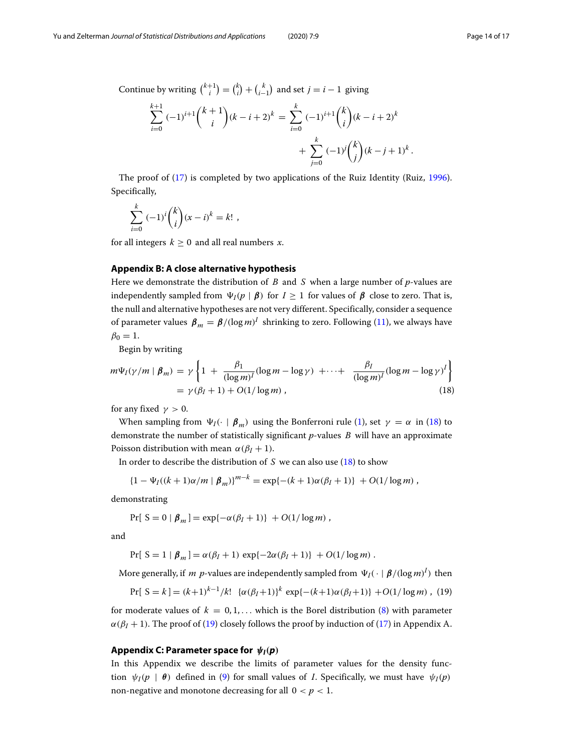Continue by writing $\binom{k+1}{i} = \binom{k}{i} + \binom{k}{i-1}$ and set $j = i - 1$ giving

$$\sum_{i=0}^{k+1} (-1)^{i+1} \binom{k+1}{i} (k-i+2)^k = \sum_{i=0}^{k} (-1)^{i+1} \binom{k}{i} (k-i+2)^k + \sum_{j=0}^{k} (-1)^{j} \binom{k}{j} (k-j+1)^k .$$

The proof of (17) is completed by two applications of the Ruiz Identity (Ruiz, 1996). Specifically,

$$\sum_{i=0}^{k} (-1)^i \binom{k}{i} (x-i)^k = k! \; ,$$

for all integers $k \geq 0$ and all real numbers $x$.

## Appendix B: A close alternative hypothesis

Here we demonstrate the distribution of $B$ and $S$ when a large number of $p$-values are independently sampled from $\Psi_I(p \mid \boldsymbol{\beta})$ for $I \geq 1$ for values of $\boldsymbol{\beta}$ close to zero. That is, the null and alternative hypotheses are not very different. Specifically, consider a sequence of parameter values $\boldsymbol{\beta}_m = \boldsymbol{\beta}/(\log m)^I$ shrinking to zero. Following (11), we always have $\beta_0 = 1$.

Begin by writing

$$\begin{aligned} m\Psi_I(\gamma/m \mid \boldsymbol{\beta}_m) &= \gamma \left\{ 1 + \frac{\beta_1}{(\log m)^I}(\log m - \log\gamma) + \cdots + \frac{\beta_I}{(\log m)^I}(\log m - \log\gamma)^I \right\} \\ &= \gamma(\beta_I + 1) + O(1/\log m) \, , \end{aligned} \tag{18}$$

for any fixed $\gamma > 0$.

When sampling from $\Psi_I(\cdot \mid \boldsymbol{\beta}_m)$ using the Bonferroni rule (1), set $\gamma = \alpha$ in (18) to demonstrate the number of statistically significant $p$-values $B$ will have an approximate Poisson distribution with mean $\alpha(\beta_I + 1)$.

In order to describe the distribution of $S$ we can also use (18) to show

$$\{1 - \Psi_I((k+1)\alpha/m \mid \boldsymbol{\beta}_m)\}^{m-k} = \exp\{-(k+1)\alpha(\beta_I + 1)\} + O(1/\log m) \, ,$$

demonstrating

$$\Pr[\, S = 0 \mid \boldsymbol{\beta}_m \,] = \exp\{-\alpha(\beta_I + 1)\} + O(1/\log m) \, ,$$

and

$$\Pr[\, S = 1 \mid \boldsymbol{\beta}_m \,] = \alpha(\beta_I + 1) \, \exp\{-2\alpha(\beta_I + 1)\} + O(1/\log m) \, .$$

More generally, if $m$ $p$-values are independently sampled from $\Psi_I(\cdot \mid \boldsymbol{\beta}/(\log m)^I)$ then

$$\Pr[\, S = k \,] = (k+1)^{k-1}/k! \;\; \{\alpha(\beta_I+1)\}^k \, \exp\{-(k+1)\alpha(\beta_I+1)\} + O(1/\log m) \, , \tag{19}$$

for moderate values of $k = 0, 1, \ldots$ which is the Borel distribution (8) with parameter $\alpha(\beta_I + 1)$. The proof of (19) closely follows the proof by induction of (17) in Appendix A.

## Appendix C: Parameter space for $\psi_I(p)$

In this Appendix we describe the limits of parameter values for the density function $\psi_I(p \mid \boldsymbol{\theta})$ defined in (9) for small values of $I$. Specifically, we must have $\psi_I(p)$ non-negative and monotone decreasing for all $0 < p < 1$.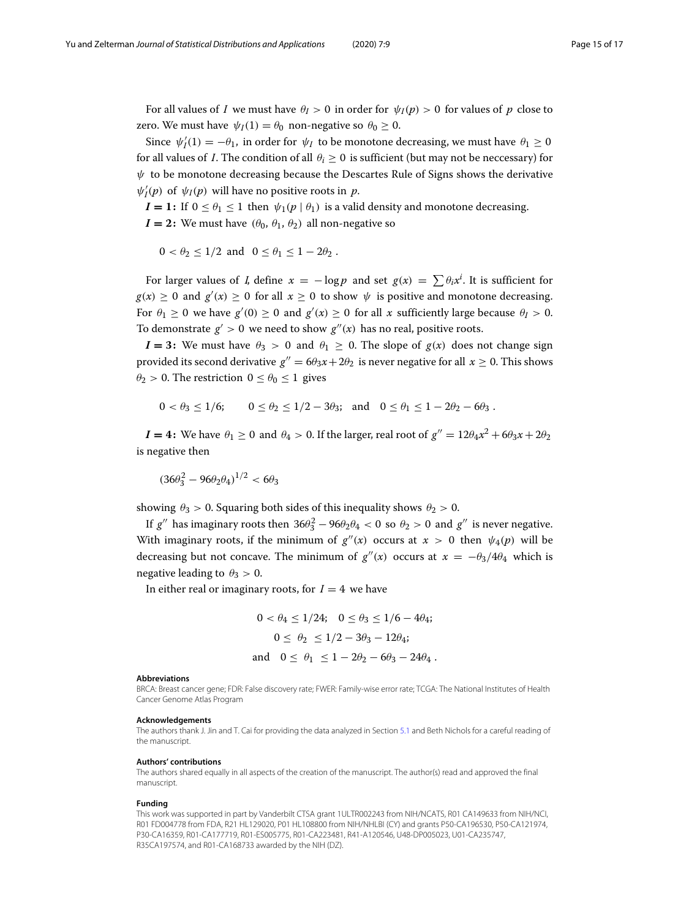For all values of $I$ we must have $\theta_I > 0$ in order for $\psi_I(p) > 0$ for values of $p$ close to zero. We must have $\psi_I(1) = \theta_0$ non-negative so $\theta_0 \geq 0$.

Since $\psi_I'(1) = -\theta_1$, in order for $\psi_I$ to be monotone decreasing, we must have $\theta_1 \geq 0$ for all values of $I$. The condition of all $\theta_i \geq 0$ is sufficient (but may not be neccessary) for $\psi$ to be monotone decreasing because the Descartes Rule of Signs shows the derivative $\psi_I'(p)$ of $\psi_I(p)$ will have no positive roots in $p$.

***I* = 1:** If $0 \leq \theta_1 \leq 1$ then $\psi_1(p \mid \theta_1)$ is a valid density and monotone decreasing.

***I* = 2:** We must have $(\theta_0, \theta_1, \theta_2)$ all non-negative so

$$0 < \theta_2 \leq 1/2 \text{ and } 0 \leq \theta_1 \leq 1 - 2\theta_2 .$$

For larger values of *I*, define $x = -\log p$ and set $g(x) = \sum \theta_i x^i$. It is sufficient for $g(x) \geq 0$ and $g'(x) \geq 0$ for all $x \geq 0$ to show $\psi$ is positive and monotone decreasing. For $\theta_1 \geq 0$ we have $g'(0) \geq 0$ and $g'(x) \geq 0$ for all $x$ sufficiently large because $\theta_I > 0$. To demonstrate $g' > 0$ we need to show $g''(x)$ has no real, positive roots.

***I* = 3:** We must have $\theta_3 > 0$ and $\theta_1 \geq 0$. The slope of $g(x)$ does not change sign provided its second derivative $g'' = 6\theta_3 x + 2\theta_2$ is never negative for all $x \geq 0$. This shows $\theta_2 > 0$. The restriction $0 \leq \theta_0 \leq 1$ gives

$$0 < \theta_3 \leq 1/6; \qquad 0 \leq \theta_2 \leq 1/2 - 3\theta_3; \quad \text{and} \quad 0 \leq \theta_1 \leq 1 - 2\theta_2 - 6\theta_3 .$$

***I* = 4:** We have $\theta_1 \geq 0$ and $\theta_4 > 0$. If the larger, real root of $g'' = 12\theta_4 x^2 + 6\theta_3 x + 2\theta_2$ is negative then

$$(36\theta_3^2 - 96\theta_2\theta_4)^{1/2} < 6\theta_3$$

showing $\theta_3 > 0$. Squaring both sides of this inequality shows $\theta_2 > 0$.

If $g''$ has imaginary roots then $36\theta_3^2 - 96\theta_2\theta_4 < 0$ so $\theta_2 > 0$ and $g''$ is never negative. With imaginary roots, if the minimum of $g''(x)$ occurs at $x > 0$ then $\psi_4(p)$ will be decreasing but not concave. The minimum of $g''(x)$ occurs at $x = -\theta_3/4\theta_4$ which is negative leading to $\theta_3 > 0$.

In either real or imaginary roots, for $I = 4$ we have

$$\begin{aligned} 0 < \theta_4 \leq 1/24; \quad 0 \leq \theta_3 \leq 1/6 - 4\theta_4; \\ 0 \leq \theta_2 \leq 1/2 - 3\theta_3 - 12\theta_4; \\ \text{and} \quad 0 \leq \theta_1 \leq 1 - 2\theta_2 - 6\theta_3 - 24\theta_4 . \end{aligned}$$

#### Abbreviations

BRCA: Breast cancer gene; FDR: False discovery rate; FWER: Family-wise error rate; TCGA: The National Institutes of Health Cancer Genome Atlas Program

#### Acknowledgements

The authors thank J. Jin and T. Cai for providing the data analyzed in Section 5.1 and Beth Nichols for a careful reading of the manuscript.

#### Authors' contributions

The authors shared equally in all aspects of the creation of the manuscript. The author(s) read and approved the final manuscript.

#### Funding

This work was supported in part by Vanderbilt CTSA grant 1ULTR002243 from NIH/NCATS, R01 CA149633 from NIH/NCI, R01 FD004778 from FDA, R21 HL129020, P01 HL108800 from NIH/NHLBI (CY) and grants P50-CA196530, P50-CA121974, P30-CA16359, R01-CA177719, R01-ES005775, R01-CA223481, R41-A120546, U48-DP005023, U01-CA235747, R35CA197574, and R01-CA168733 awarded by the NIH (DZ).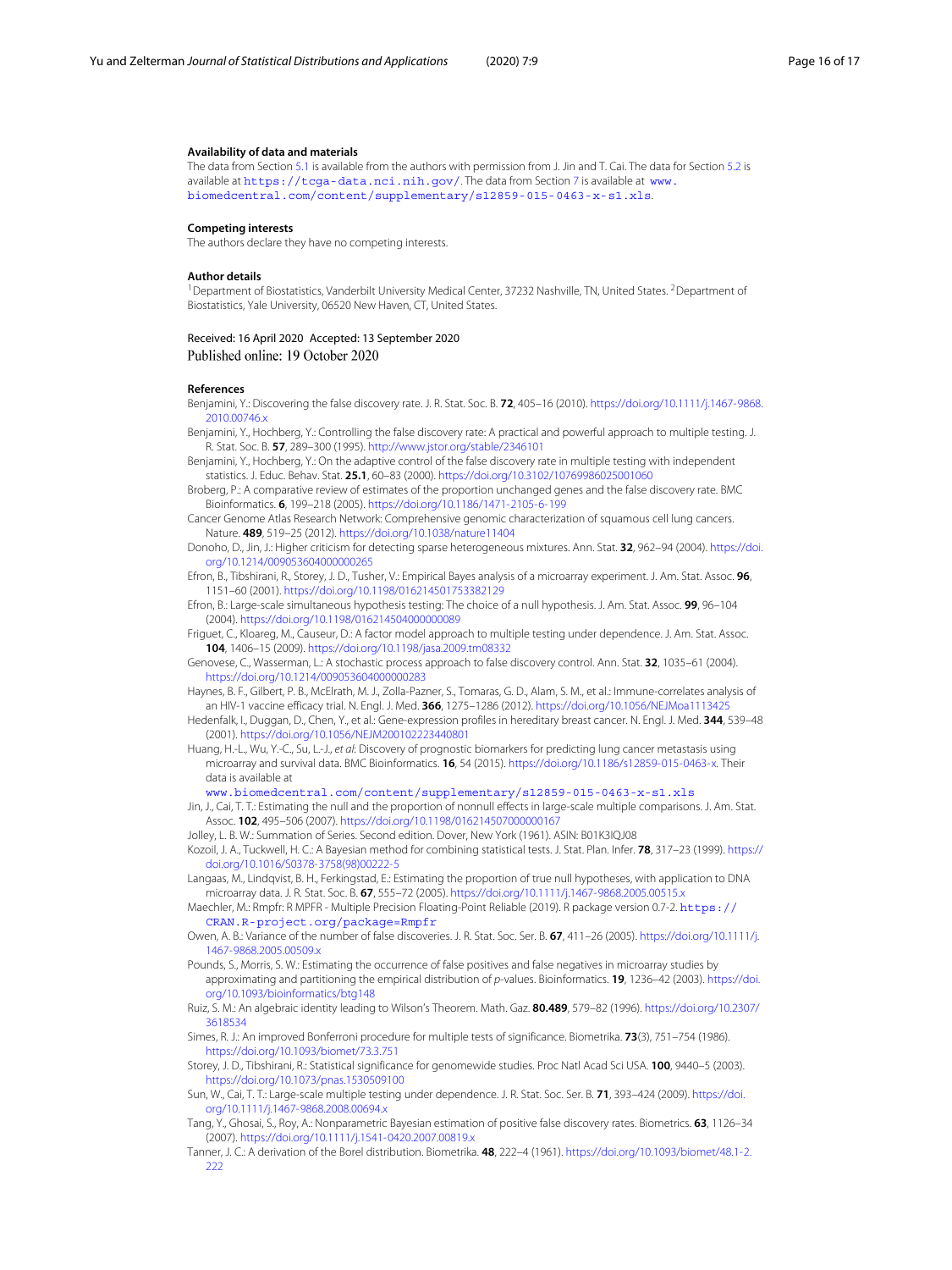#### Availability of data and materials

The data from Section 5.1 is available from the authors with permission from J. Jin and T. Cai. The data for Section 5.2 is available at https://tcga-data.nci.nih.gov/. The data from Section 7 is available at www.biomedcentral.com/content/supplementary/s12859-015-0463-x-s1.xls.

#### Competing interests

The authors declare they have no competing interests.

#### Author details

[1]Department of Biostatistics, Vanderbilt University Medical Center, 37232 Nashville, TN, United States. [2]Department of Biostatistics, Yale University, 06520 New Haven, CT, United States.

Received: 16 April 2020 Accepted: 13 September 2020
Published online: 19 October 2020

#### References

Benjamini, Y.: Discovering the false discovery rate. J. R. Stat. Soc. B. **72**, 405–16 (2010). https://doi.org/10.1111/j.1467-9868.2010.00746.x

Benjamini, Y., Hochberg, Y.: Controlling the false discovery rate: A practical and powerful approach to multiple testing. J. R. Stat. Soc. B. **57**, 289–300 (1995). http://www.jstor.org/stable/2346101

Benjamini, Y., Hochberg, Y.: On the adaptive control of the false discovery rate in multiple testing with independent statistics. J. Educ. Behav. Stat. **25.1**, 60–83 (2000). https://doi.org/10.3102/10769986025001060

Broberg, P.: A comparative review of estimates of the proportion unchanged genes and the false discovery rate. BMC Bioinformatics. **6**, 199–218 (2005). https://doi.org/10.1186/1471-2105-6-199

Cancer Genome Atlas Research Network: Comprehensive genomic characterization of squamous cell lung cancers. Nature. **489**, 519–25 (2012). https://doi.org/10.1038/nature11404

Donoho, D., Jin, J.: Higher criticism for detecting sparse heterogeneous mixtures. Ann. Stat. **32**, 962–94 (2004). https://doi.org/10.1214/009053604000000265

Efron, B., Tibshirani, R., Storey, J. D., Tusher, V.: Empirical Bayes analysis of a microarray experiment. J. Am. Stat. Assoc. **96**, 1151–60 (2001). https://doi.org/10.1198/016214501753382129

Efron, B.: Large-scale simultaneous hypothesis testing: The choice of a null hypothesis. J. Am. Stat. Assoc. **99**, 96–104 (2004). https://doi.org/10.1198/016214504000000089

Friguet, C., Kloareg, M., Causeur, D.: A factor model approach to multiple testing under dependence. J. Am. Stat. Assoc. **104**, 1406–15 (2009). https://doi.org/10.1198/jasa.2009.tm08332

Genovese, C., Wasserman, L.: A stochastic process approach to false discovery control. Ann. Stat. **32**, 1035–61 (2004). https://doi.org/10.1214/009053604000000283

Haynes, B. F., Gilbert, P. B., McElrath, M. J., Zolla-Pazner, S., Tomaras, G. D., Alam, S. M., et al.: Immune-correlates analysis of an HIV-1 vaccine efficacy trial. N. Engl. J. Med. **366**, 1275–1286 (2012). https://doi.org/10.1056/NEJMoa1113425

Hedenfalk, I., Duggan, D., Chen, Y., et al.: Gene-expression profiles in hereditary breast cancer. N. Engl. J. Med. **344**, 539–48 (2001). https://doi.org/10.1056/NEJM200102223440801

Huang, H.-L., Wu, Y.-C., Su, L.-J., *et al*: Discovery of prognostic biomarkers for predicting lung cancer metastasis using microarray and survival data. BMC Bioinformatics. **16**, 54 (2015). https://doi.org/10.1186/s12859-015-0463-x. Their data is available at www.biomedcentral.com/content/supplementary/s12859-015-0463-x-s1.xls

Jin, J., Cai, T. T.: Estimating the null and the proportion of nonnull effects in large-scale multiple comparisons. J. Am. Stat. Assoc. **102**, 495–506 (2007). https://doi.org/10.1198/016214507000000167

Jolley, L. B. W.: Summation of Series. Second edition. Dover, New York (1961). ASIN: B01K3IQJ08

Kozoil, J. A., Tuckwell, H. C.: A Bayesian method for combining statistical tests. J. Stat. Plan. Infer. **78**, 317–23 (1999). https://doi.org/10.1016/S0378-3758(98)00222-5

Langaas, M., Lindqvist, B. H., Ferkingstad, E.: Estimating the proportion of true null hypotheses, with application to DNA microarray data. J. R. Stat. Soc. B. **67**, 555–72 (2005). https://doi.org/10.1111/j.1467-9868.2005.00515.x

Maechler, M.: Rmpfr: R MPFR - Multiple Precision Floating-Point Reliable (2019). R package version 0.7-2. https://CRAN.R-project.org/package=Rmpfr

Owen, A. B.: Variance of the number of false discoveries. J. R. Stat. Soc. Ser. B. **67**, 411–26 (2005). https://doi.org/10.1111/j.1467-9868.2005.00509.x

Pounds, S., Morris, S. W.: Estimating the occurrence of false positives and false negatives in microarray studies by approximating and partitioning the empirical distribution of *p*-values. Bioinformatics. **19**, 1236–42 (2003). https://doi.org/10.1093/bioinformatics/btg148

Ruiz, S. M.: An algebraic identity leading to Wilson's Theorem. Math. Gaz. **80.489**, 579–82 (1996). https://doi.org/10.2307/3618534

Simes, R. J.: An improved Bonferroni procedure for multiple tests of significance. Biometrika. **73**(3), 751–754 (1986). https://doi.org/10.1093/biomet/73.3.751

Storey, J. D., Tibshirani, R.: Statistical significance for genomewide studies. Proc Natl Acad Sci USA. **100**, 9440–5 (2003). https://doi.org/10.1073/pnas.1530509100

Sun, W., Cai, T. T.: Large-scale multiple testing under dependence. J. R. Stat. Soc. Ser. B. **71**, 393–424 (2009). https://doi.org/10.1111/j.1467-9868.2008.00694.x

Tang, Y., Ghosai, S., Roy, A.: Nonparametric Bayesian estimation of positive false discovery rates. Biometrics. **63**, 1126–34 (2007). https://doi.org/10.1111/j.1541-0420.2007.00819.x

Tanner, J. C.: A derivation of the Borel distribution. Biometrika. **48**, 222–4 (1961). https://doi.org/10.1093/biomet/48.1-2.222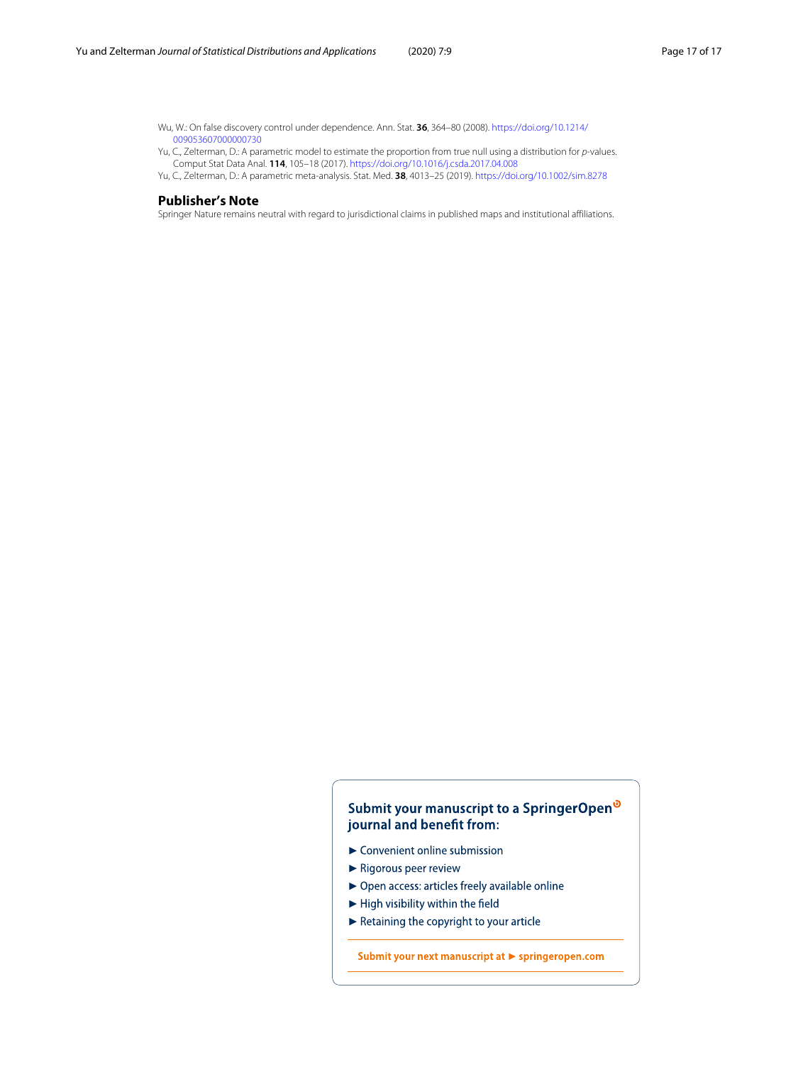Wu, W.: On false discovery control under dependence. Ann. Stat. **36**, 364–80 (2008). https://doi.org/10.1214/009053607000000730

Yu, C., Zelterman, D.: A parametric model to estimate the proportion from true null using a distribution for *p*-values. Comput Stat Data Anal. **114**, 105–18 (2017). https://doi.org/10.1016/j.csda.2017.04.008

Yu, C., Zelterman, D.: A parametric meta-analysis. Stat. Med. **38**, 4013–25 (2019). https://doi.org/10.1002/sim.8278

### Publisher's Note

Springer Nature remains neutral with regard to jurisdictional claims in published maps and institutional affiliations.

**Submit your manuscript to a SpringerOpen journal and benefit from:**

- ► Convenient online submission
- ► Rigorous peer review
- ► Open access: articles freely available online
- ► High visibility within the field
- ► Retaining the copyright to your article

**Submit your next manuscript at ► springeropen.com**